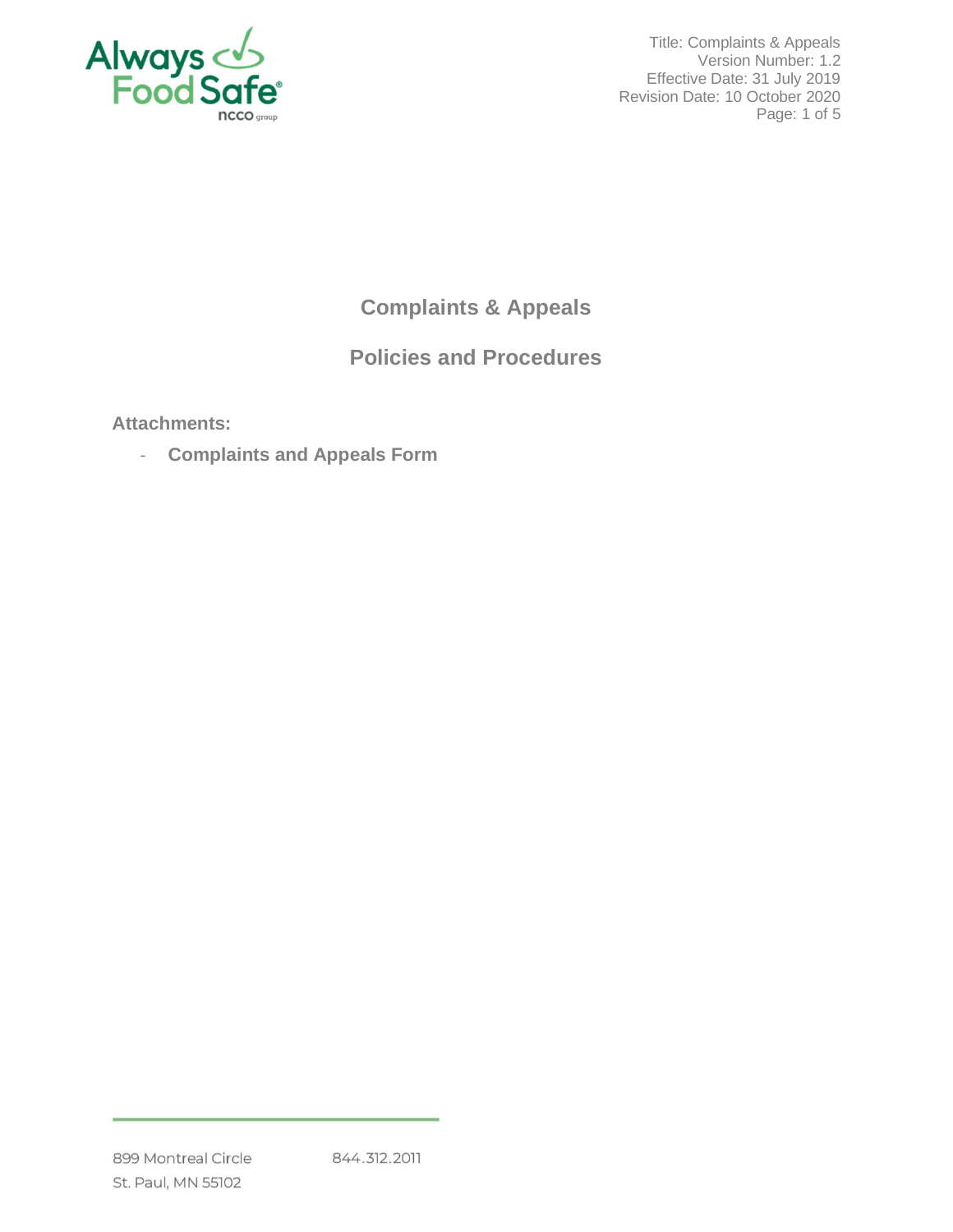# Complaints & Appeals

## Policies and Procedures

**Attachments:**

- **Complaints and Appeals Form**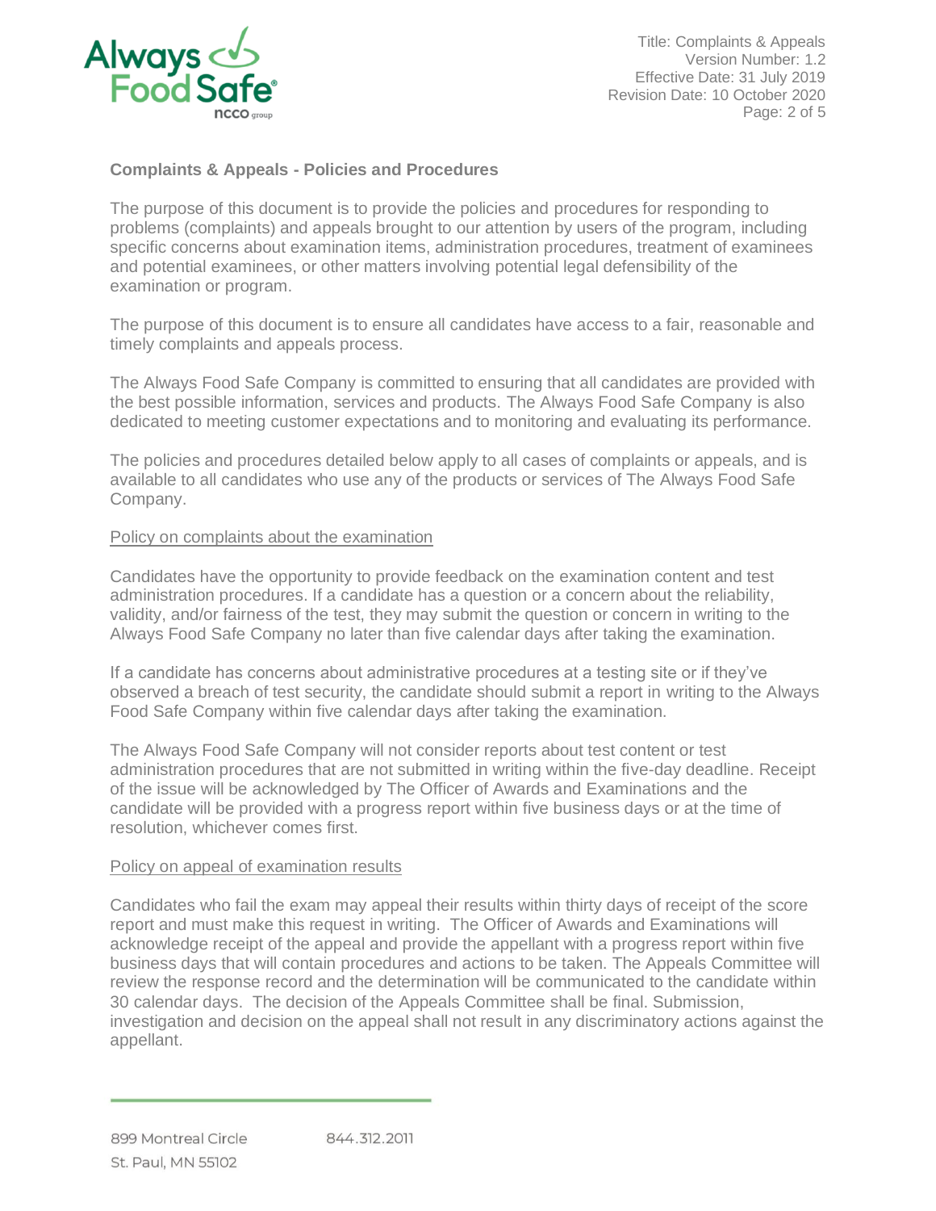## Complaints & Appeals - Policies and Procedures

The purpose of this document is to provide the policies and procedures for responding to problems (complaints) and appeals brought to our attention by users of the program, including specific concerns about examination items, administration procedures, treatment of examinees and potential examinees, or other matters involving potential legal defensibility of the examination or program.

The purpose of this document is to ensure all candidates have access to a fair, reasonable and timely complaints and appeals process.

The Always Food Safe Company is committed to ensuring that all candidates are provided with the best possible information, services and products. The Always Food Safe Company is also dedicated to meeting customer expectations and to monitoring and evaluating its performance.

The policies and procedures detailed below apply to all cases of complaints or appeals, and is available to all candidates who use any of the products or services of The Always Food Safe Company.

### Policy on complaints about the examination

Candidates have the opportunity to provide feedback on the examination content and test administration procedures. If a candidate has a question or a concern about the reliability, validity, and/or fairness of the test, they may submit the question or concern in writing to the Always Food Safe Company no later than five calendar days after taking the examination.

If a candidate has concerns about administrative procedures at a testing site or if they've observed a breach of test security, the candidate should submit a report in writing to the Always Food Safe Company within five calendar days after taking the examination.

The Always Food Safe Company will not consider reports about test content or test administration procedures that are not submitted in writing within the five-day deadline. Receipt of the issue will be acknowledged by The Officer of Awards and Examinations and the candidate will be provided with a progress report within five business days or at the time of resolution, whichever comes first.

### Policy on appeal of examination results

Candidates who fail the exam may appeal their results within thirty days of receipt of the score report and must make this request in writing. The Officer of Awards and Examinations will acknowledge receipt of the appeal and provide the appellant with a progress report within five business days that will contain procedures and actions to be taken. The Appeals Committee will review the response record and the determination will be communicated to the candidate within 30 calendar days. The decision of the Appeals Committee shall be final. Submission, investigation and decision on the appeal shall not result in any discriminatory actions against the appellant.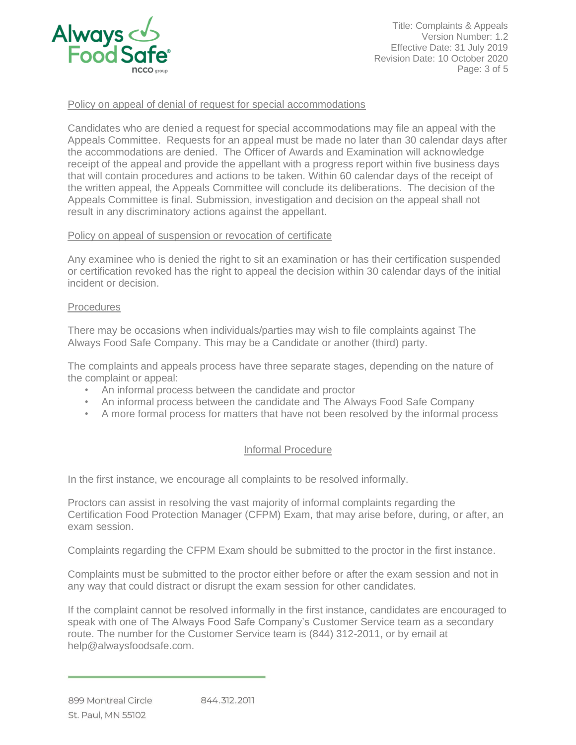Policy on appeal of denial of request for special accommodations

Candidates who are denied a request for special accommodations may file an appeal with the Appeals Committee. Requests for an appeal must be made no later than 30 calendar days after the accommodations are denied. The Officer of Awards and Examination will acknowledge receipt of the appeal and provide the appellant with a progress report within five business days that will contain procedures and actions to be taken. Within 60 calendar days of the receipt of the written appeal, the Appeals Committee will conclude its deliberations. The decision of the Appeals Committee is final. Submission, investigation and decision on the appeal shall not result in any discriminatory actions against the appellant.

Policy on appeal of suspension or revocation of certificate

Any examinee who is denied the right to sit an examination or has their certification suspended or certification revoked has the right to appeal the decision within 30 calendar days of the initial incident or decision.

Procedures

There may be occasions when individuals/parties may wish to file complaints against The Always Food Safe Company. This may be a Candidate or another (third) party.

The complaints and appeals process have three separate stages, depending on the nature of the complaint or appeal:

- An informal process between the candidate and proctor
- An informal process between the candidate and The Always Food Safe Company
- A more formal process for matters that have not been resolved by the informal process

## Informal Procedure

In the first instance, we encourage all complaints to be resolved informally.

Proctors can assist in resolving the vast majority of informal complaints regarding the Certification Food Protection Manager (CFPM) Exam, that may arise before, during, or after, an exam session.

Complaints regarding the CFPM Exam should be submitted to the proctor in the first instance.

Complaints must be submitted to the proctor either before or after the exam session and not in any way that could distract or disrupt the exam session for other candidates.

If the complaint cannot be resolved informally in the first instance, candidates are encouraged to speak with one of The Always Food Safe Company's Customer Service team as a secondary route. The number for the Customer Service team is (844) 312-2011, or by email at help@alwaysfoodsafe.com.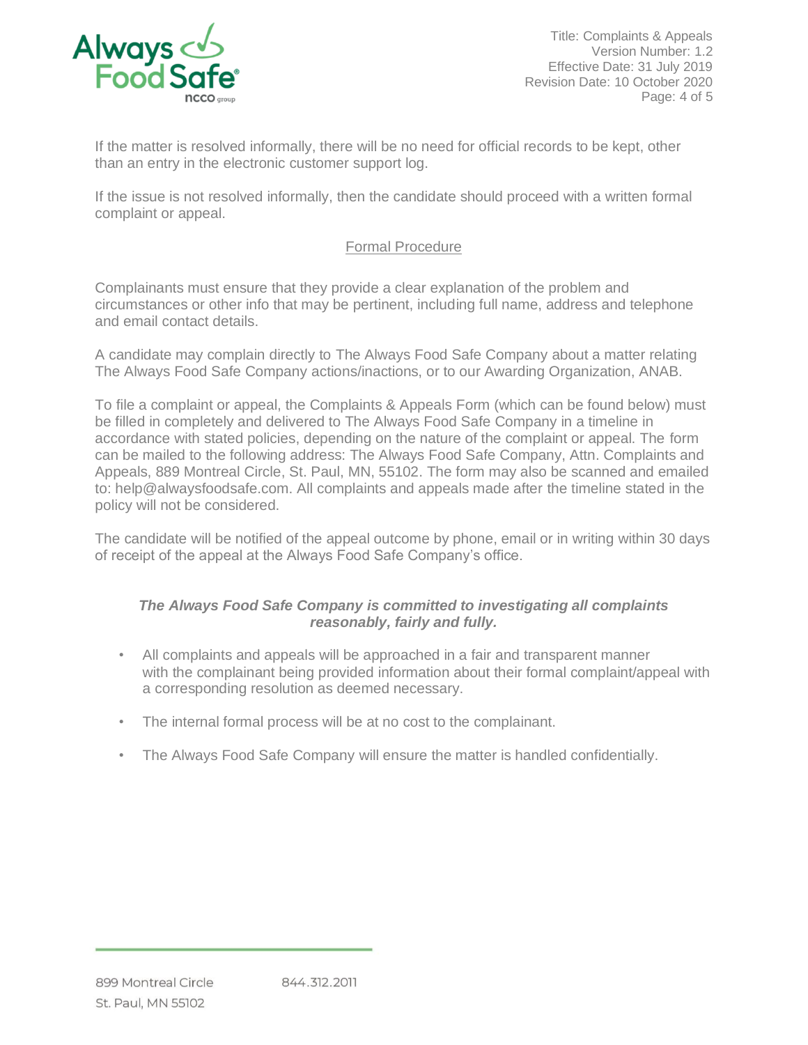If the matter is resolved informally, there will be no need for official records to be kept, other than an entry in the electronic customer support log.

If the issue is not resolved informally, then the candidate should proceed with a written formal complaint or appeal.

## Formal Procedure

Complainants must ensure that they provide a clear explanation of the problem and circumstances or other info that may be pertinent, including full name, address and telephone and email contact details.

A candidate may complain directly to The Always Food Safe Company about a matter relating The Always Food Safe Company actions/inactions, or to our Awarding Organization, ANAB.

To file a complaint or appeal, the Complaints & Appeals Form (which can be found below) must be filled in completely and delivered to The Always Food Safe Company in a timeline in accordance with stated policies, depending on the nature of the complaint or appeal. The form can be mailed to the following address: The Always Food Safe Company, Attn. Complaints and Appeals, 889 Montreal Circle, St. Paul, MN, 55102. The form may also be scanned and emailed to: help@alwaysfoodsafe.com. All complaints and appeals made after the timeline stated in the policy will not be considered.

The candidate will be notified of the appeal outcome by phone, email or in writing within 30 days of receipt of the appeal at the Always Food Safe Company's office.

***The Always Food Safe Company is committed to investigating all complaints reasonably, fairly and fully.***

- All complaints and appeals will be approached in a fair and transparent manner with the complainant being provided information about their formal complaint/appeal with a corresponding resolution as deemed necessary.
- The internal formal process will be at no cost to the complainant.
- The Always Food Safe Company will ensure the matter is handled confidentially.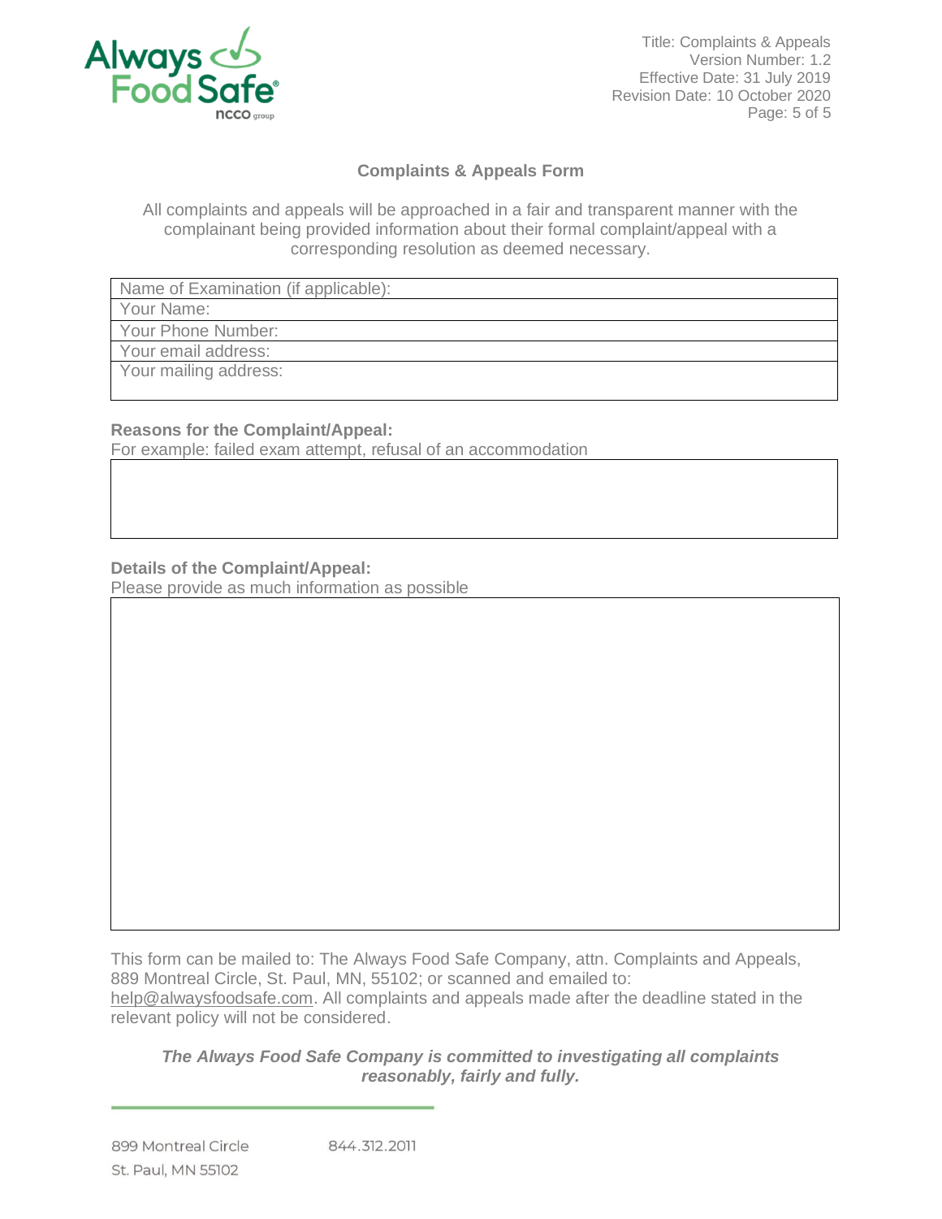## Complaints & Appeals Form

All complaints and appeals will be approached in a fair and transparent manner with the complainant being provided information about their formal complaint/appeal with a corresponding resolution as deemed necessary.

| |
|---|
| Name of Examination (if applicable): |
| Your Name: |
| Your Phone Number: |
| Your email address: |
| Your mailing address: |

**Reasons for the Complaint/Appeal:**
For example: failed exam attempt, refusal of an accommodation

**Details of the Complaint/Appeal:**
Please provide as much information as possible

This form can be mailed to: The Always Food Safe Company, attn. Complaints and Appeals, 889 Montreal Circle, St. Paul, MN, 55102; or scanned and emailed to: help@alwaysfoodsafe.com. All complaints and appeals made after the deadline stated in the relevant policy will not be considered.

***The Always Food Safe Company is committed to investigating all complaints reasonably, fairly and fully.***

899 Montreal Circle
St. Paul, MN 55102

844.312.2011